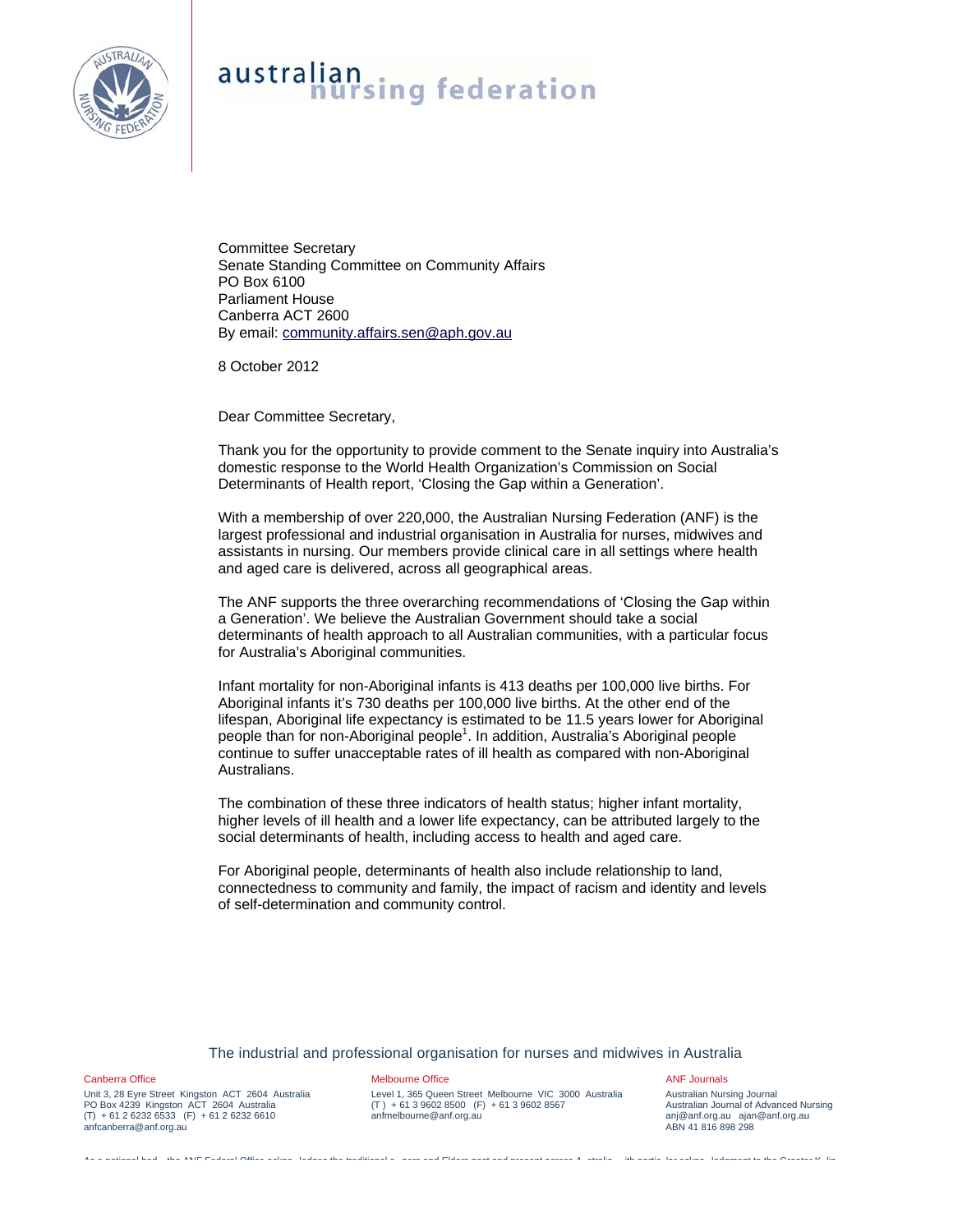# australian nursing federation

Committee Secretary
Senate Standing Committee on Community Affairs
PO Box 6100
Parliament House
Canberra ACT 2600
By email: community.affairs.sen@aph.gov.au

8 October 2012

Dear Committee Secretary,

Thank you for the opportunity to provide comment to the Senate inquiry into Australia's domestic response to the World Health Organization's Commission on Social Determinants of Health report, 'Closing the Gap within a Generation'.

With a membership of over 220,000, the Australian Nursing Federation (ANF) is the largest professional and industrial organisation in Australia for nurses, midwives and assistants in nursing. Our members provide clinical care in all settings where health and aged care is delivered, across all geographical areas.

The ANF supports the three overarching recommendations of 'Closing the Gap within a Generation'. We believe the Australian Government should take a social determinants of health approach to all Australian communities, with a particular focus for Australia's Aboriginal communities.

Infant mortality for non-Aboriginal infants is 413 deaths per 100,000 live births. For Aboriginal infants it's 730 deaths per 100,000 live births. At the other end of the lifespan, Aboriginal life expectancy is estimated to be 11.5 years lower for Aboriginal people than for non-Aboriginal people[1]. In addition, Australia's Aboriginal people continue to suffer unacceptable rates of ill health as compared with non-Aboriginal Australians.

The combination of these three indicators of health status; higher infant mortality, higher levels of ill health and a lower life expectancy, can be attributed largely to the social determinants of health, including access to health and aged care.

For Aboriginal people, determinants of health also include relationship to land, connectedness to community and family, the impact of racism and identity and levels of self-determination and community control.

The industrial and professional organisation for nurses and midwives in Australia

Canberra Office
Unit 3, 28 Eyre Street Kingston ACT 2604 Australia
PO Box 4239 Kingston ACT 2604 Australia
(T) + 61 2 6232 6533 (F) + 61 2 6232 6610
anfcanberra@anf.org.au

Melbourne Office
Level 1, 365 Queen Street Melbourne VIC 3000 Australia
(T) + 61 3 9602 8500 (F) + 61 3 9602 8567
anfmelbourne@anf.org.au

ANF Journals
Australian Nursing Journal
Australian Journal of Advanced Nursing
anj@anf.org.au ajan@anf.org.au
ABN 41 816 898 298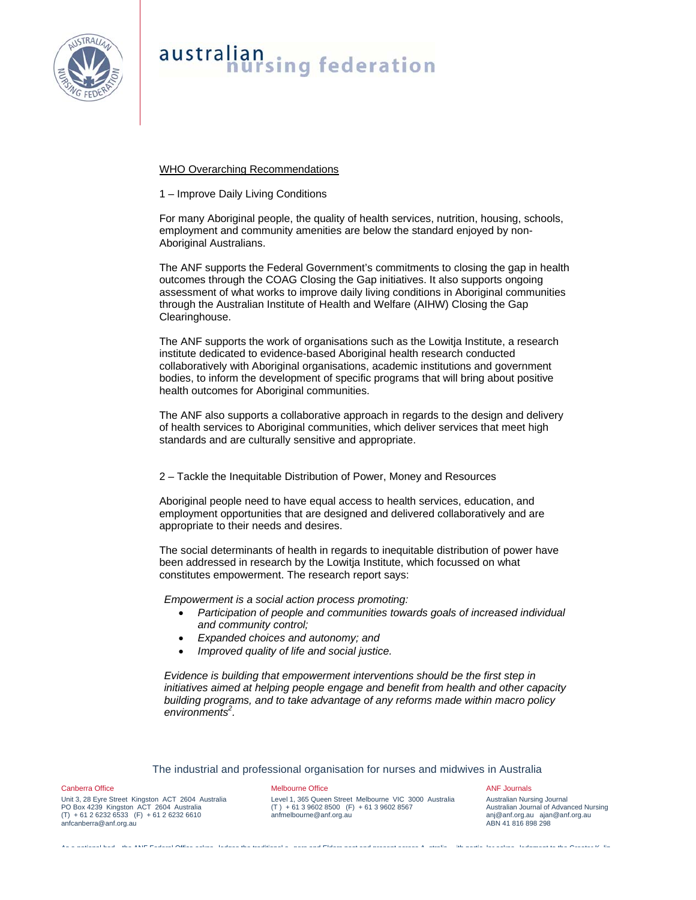WHO Overarching Recommendations

1 – Improve Daily Living Conditions

For many Aboriginal people, the quality of health services, nutrition, housing, schools, employment and community amenities are below the standard enjoyed by non-Aboriginal Australians.

The ANF supports the Federal Government's commitments to closing the gap in health outcomes through the COAG Closing the Gap initiatives. It also supports ongoing assessment of what works to improve daily living conditions in Aboriginal communities through the Australian Institute of Health and Welfare (AIHW) Closing the Gap Clearinghouse.

The ANF supports the work of organisations such as the Lowitja Institute, a research institute dedicated to evidence-based Aboriginal health research conducted collaboratively with Aboriginal organisations, academic institutions and government bodies, to inform the development of specific programs that will bring about positive health outcomes for Aboriginal communities.

The ANF also supports a collaborative approach in regards to the design and delivery of health services to Aboriginal communities, which deliver services that meet high standards and are culturally sensitive and appropriate.

2 – Tackle the Inequitable Distribution of Power, Money and Resources

Aboriginal people need to have equal access to health services, education, and employment opportunities that are designed and delivered collaboratively and are appropriate to their needs and desires.

The social determinants of health in regards to inequitable distribution of power have been addressed in research by the Lowitja Institute, which focussed on what constitutes empowerment. The research report says:

*Empowerment is a social action process promoting:*

- *Participation of people and communities towards goals of increased individual and community control;*
- *Expanded choices and autonomy; and*
- *Improved quality of life and social justice.*

*Evidence is building that empowerment interventions should be the first step in initiatives aimed at helping people engage and benefit from health and other capacity building programs, and to take advantage of any reforms made within macro policy environments*[2].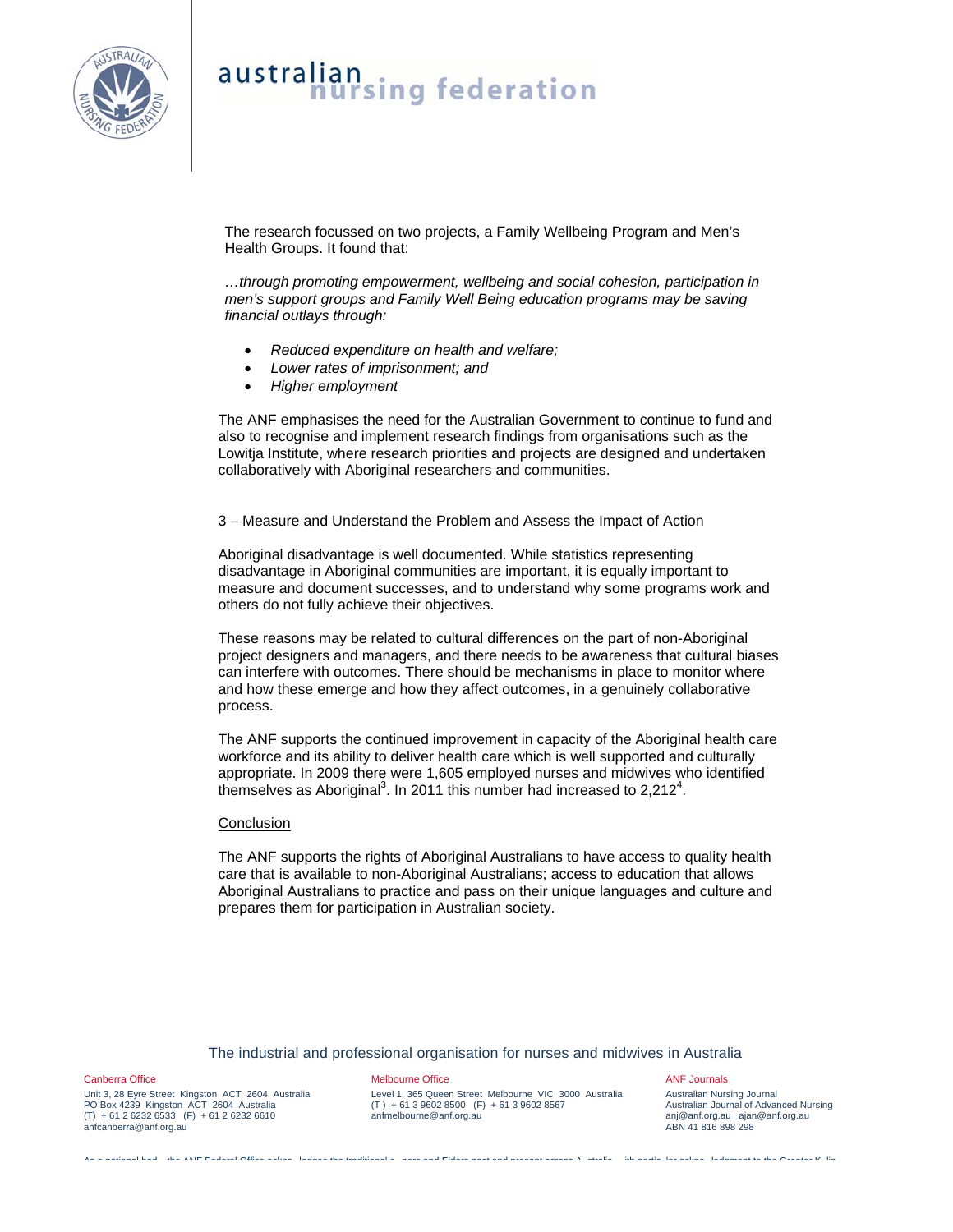The research focussed on two projects, a Family Wellbeing Program and Men's Health Groups. It found that:

*…through promoting empowerment, wellbeing and social cohesion, participation in men's support groups and Family Well Being education programs may be saving financial outlays through:*

- *Reduced expenditure on health and welfare;*
- *Lower rates of imprisonment; and*
- *Higher employment*

The ANF emphasises the need for the Australian Government to continue to fund and also to recognise and implement research findings from organisations such as the Lowitja Institute, where research priorities and projects are designed and undertaken collaboratively with Aboriginal researchers and communities.

3 – Measure and Understand the Problem and Assess the Impact of Action

Aboriginal disadvantage is well documented. While statistics representing disadvantage in Aboriginal communities are important, it is equally important to measure and document successes, and to understand why some programs work and others do not fully achieve their objectives.

These reasons may be related to cultural differences on the part of non-Aboriginal project designers and managers, and there needs to be awareness that cultural biases can interfere with outcomes. There should be mechanisms in place to monitor where and how these emerge and how they affect outcomes, in a genuinely collaborative process.

The ANF supports the continued improvement in capacity of the Aboriginal health care workforce and its ability to deliver health care which is well supported and culturally appropriate. In 2009 there were 1,605 employed nurses and midwives who identified themselves as Aboriginal[3]. In 2011 this number had increased to 2,212[4].

## Conclusion

The ANF supports the rights of Aboriginal Australians to have access to quality health care that is available to non-Aboriginal Australians; access to education that allows Aboriginal Australians to practice and pass on their unique languages and culture and prepares them for participation in Australian society.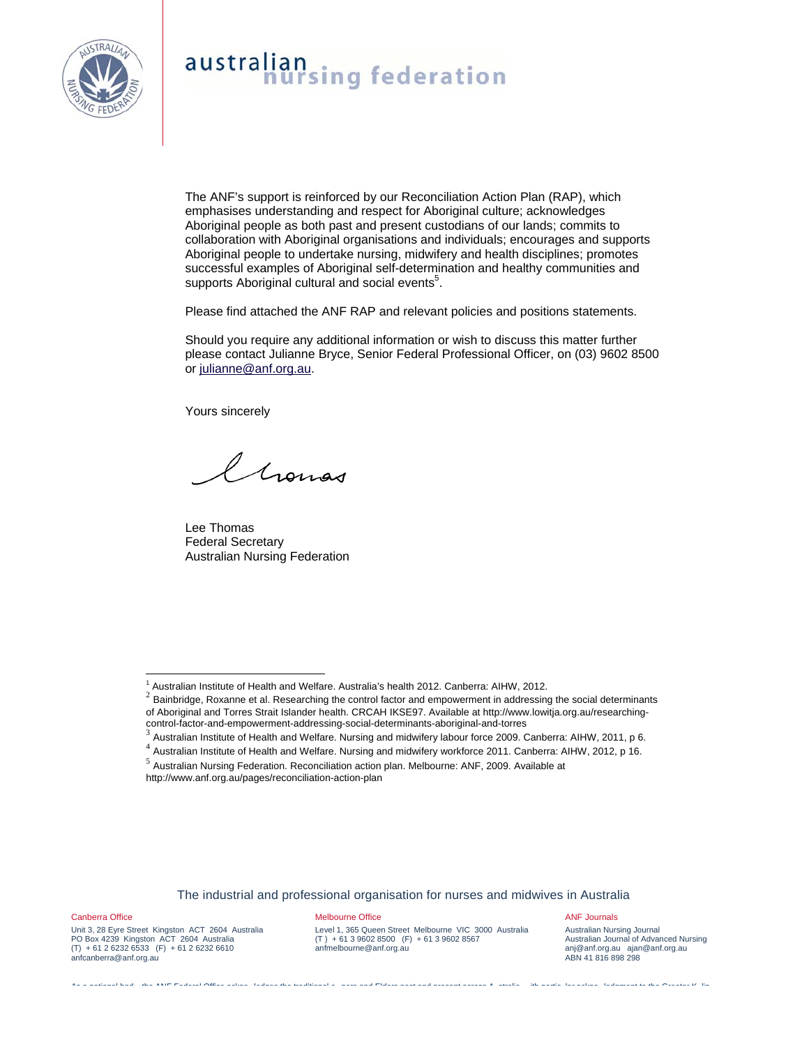The ANF's support is reinforced by our Reconciliation Action Plan (RAP), which emphasises understanding and respect for Aboriginal culture; acknowledges Aboriginal people as both past and present custodians of our lands; commits to collaboration with Aboriginal organisations and individuals; encourages and supports Aboriginal people to undertake nursing, midwifery and health disciplines; promotes successful examples of Aboriginal self-determination and healthy communities and supports Aboriginal cultural and social events[5].

Please find attached the ANF RAP and relevant policies and positions statements.

Should you require any additional information or wish to discuss this matter further please contact Julianne Bryce, Senior Federal Professional Officer, on (03) 9602 8500 or julianne@anf.org.au.

Yours sincerely

Lee Thomas
Federal Secretary
Australian Nursing Federation

---

[1] Australian Institute of Health and Welfare. Australia's health 2012. Canberra: AIHW, 2012.

[2] Bainbridge, Roxanne et al. Researching the control factor and empowerment in addressing the social determinants of Aboriginal and Torres Strait Islander health. CRCAH IKSE97. Available at http://www.lowitja.org.au/researching-control-factor-and-empowerment-addressing-social-determinants-aboriginal-and-torres

[3] Australian Institute of Health and Welfare. Nursing and midwifery labour force 2009. Canberra: AIHW, 2011, p 6.

[4] Australian Institute of Health and Welfare. Nursing and midwifery workforce 2011. Canberra: AIHW, 2012, p 16.

[5] Australian Nursing Federation. Reconciliation action plan. Melbourne: ANF, 2009. Available at http://www.anf.org.au/pages/reconciliation-action-plan